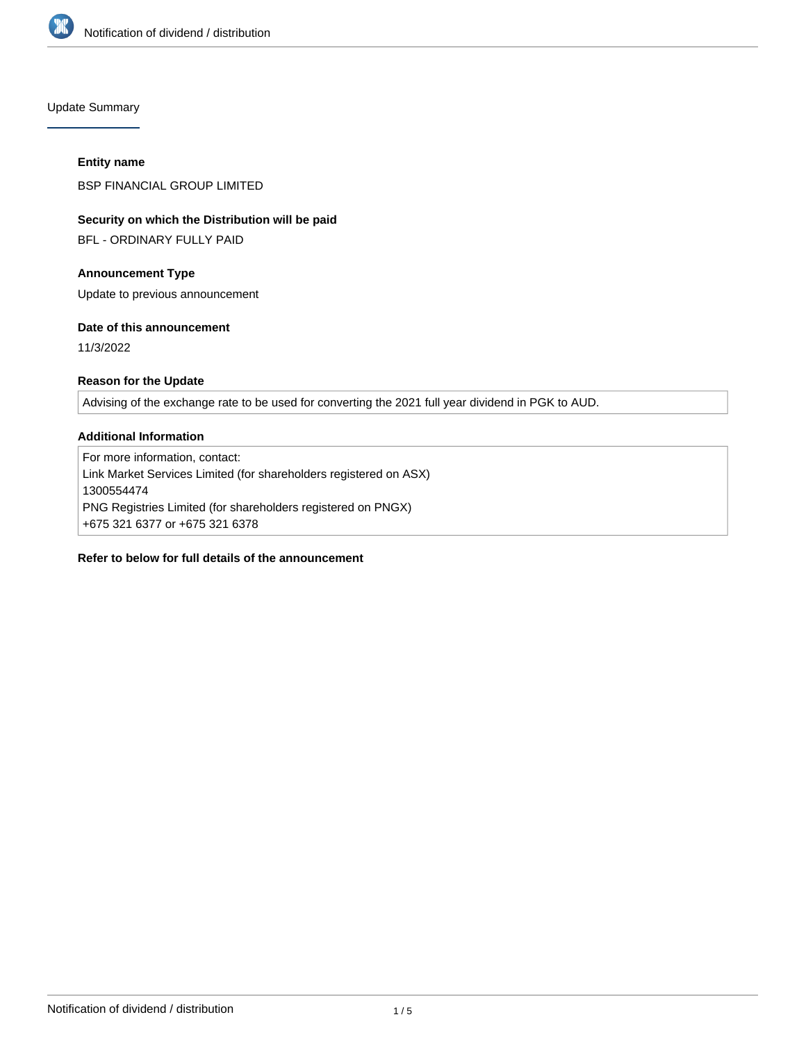Update Summary

**Entity name**

BSP FINANCIAL GROUP LIMITED

**Security on which the Distribution will be paid**

BFL - ORDINARY FULLY PAID

**Announcement Type**

Update to previous announcement

**Date of this announcement**

11/3/2022

**Reason for the Update**

Advising of the exchange rate to be used for converting the 2021 full year dividend in PGK to AUD.

**Additional Information**

For more information, contact:
Link Market Services Limited (for shareholders registered on ASX)
1300554474
PNG Registries Limited (for shareholders registered on PNGX)
+675 321 6377 or +675 321 6378

**Refer to below for full details of the announcement**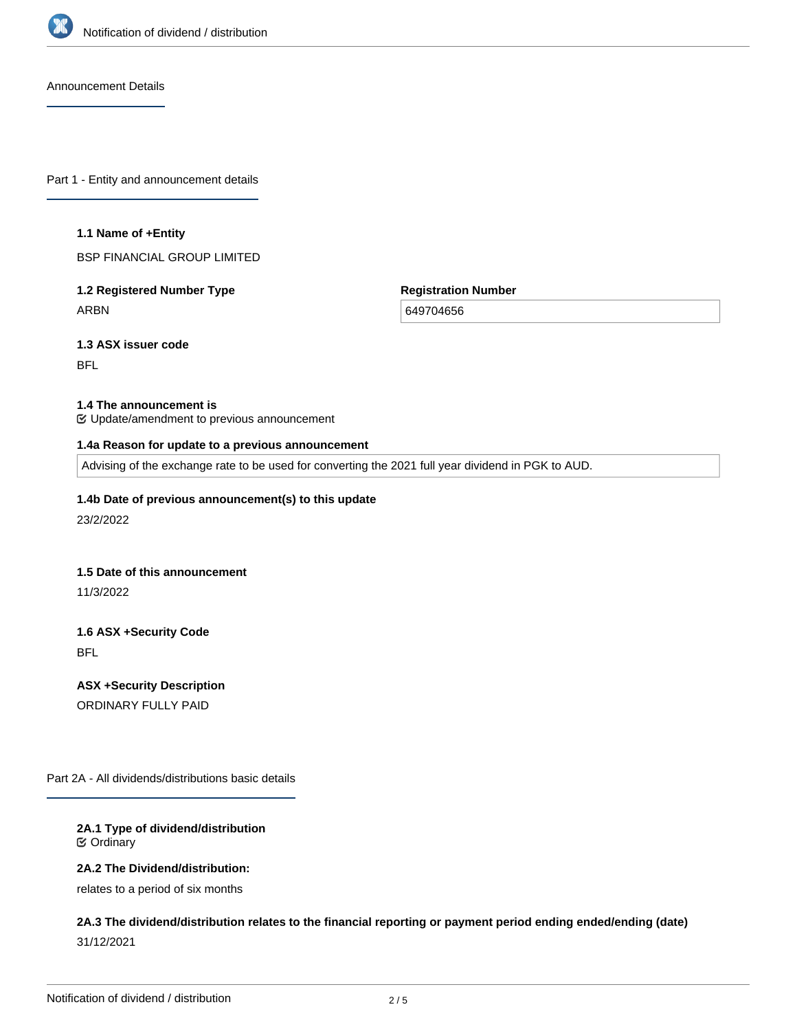Announcement Details

## Part 1 - Entity and announcement details

**1.1 Name of +Entity**

BSP FINANCIAL GROUP LIMITED

**1.2 Registered Number Type**

ARBN

**Registration Number**

649704656

**1.3 ASX issuer code**

BFL

**1.4 The announcement is**

☑ Update/amendment to previous announcement

**1.4a Reason for update to a previous announcement**

Advising of the exchange rate to be used for converting the 2021 full year dividend in PGK to AUD.

**1.4b Date of previous announcement(s) to this update**

23/2/2022

**1.5 Date of this announcement**

11/3/2022

**1.6 ASX +Security Code**

BFL

**ASX +Security Description**

ORDINARY FULLY PAID

## Part 2A - All dividends/distributions basic details

**2A.1 Type of dividend/distribution**

☑ Ordinary

**2A.2 The Dividend/distribution:**

relates to a period of six months

**2A.3 The dividend/distribution relates to the financial reporting or payment period ending ended/ending (date)**

31/12/2021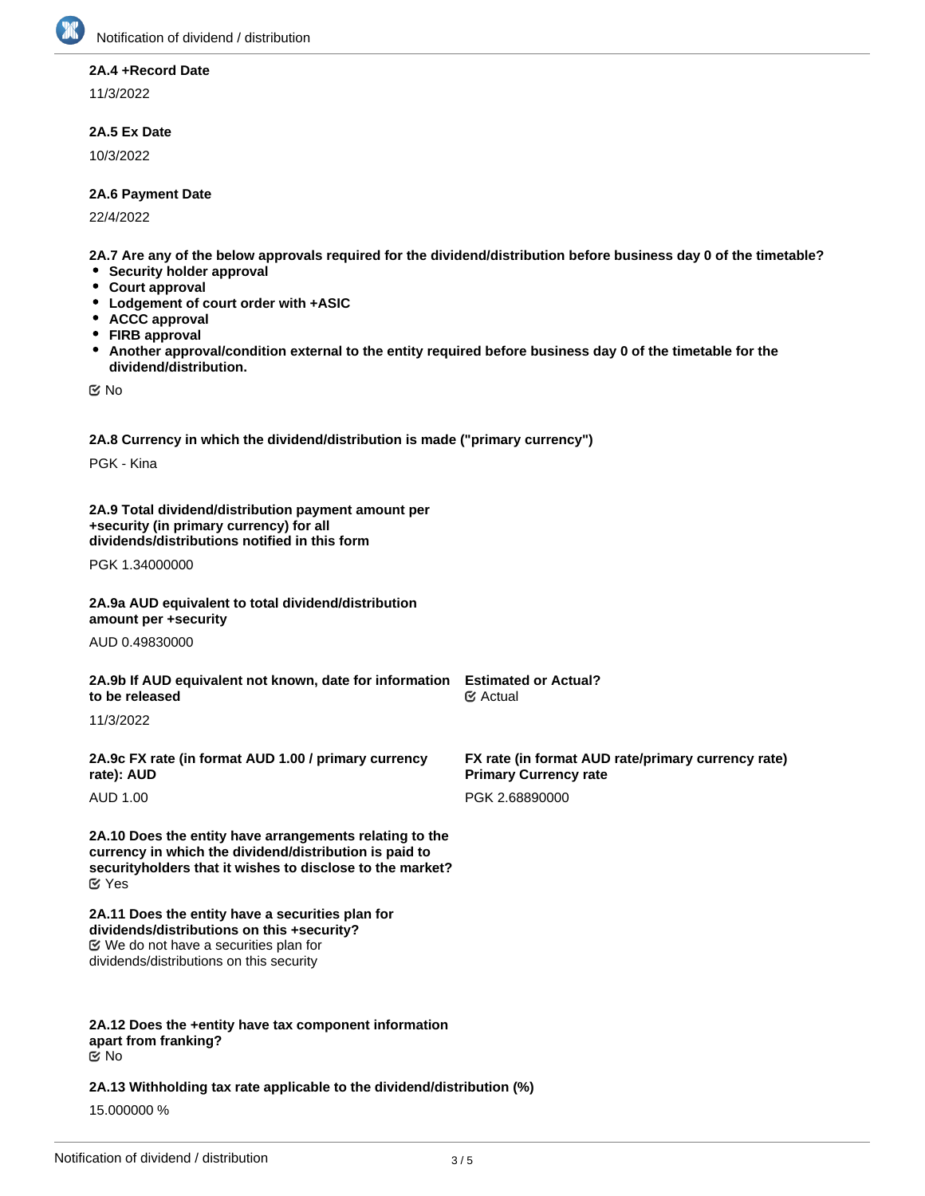**2A.4 +Record Date**

11/3/2022

**2A.5 Ex Date**

10/3/2022

**2A.6 Payment Date**

22/4/2022

**2A.7 Are any of the below approvals required for the dividend/distribution before business day 0 of the timetable?**

- **Security holder approval**
- **Court approval**
- **Lodgement of court order with +ASIC**
- **ACCC approval**
- **FIRB approval**
- **Another approval/condition external to the entity required before business day 0 of the timetable for the dividend/distribution.**

☑ No

**2A.8 Currency in which the dividend/distribution is made ("primary currency")**

PGK - Kina

**2A.9 Total dividend/distribution payment amount per +security (in primary currency) for all dividends/distributions notified in this form**

PGK 1.34000000

**2A.9a AUD equivalent to total dividend/distribution amount per +security**

AUD 0.49830000

**2A.9b If AUD equivalent not known, date for information to be released**

11/3/2022

**Estimated or Actual?**

☑ Actual

**2A.9c FX rate (in format AUD 1.00 / primary currency rate): AUD**

AUD 1.00

**FX rate (in format AUD rate/primary currency rate) Primary Currency rate**

PGK 2.68890000

**2A.10 Does the entity have arrangements relating to the currency in which the dividend/distribution is paid to securityholders that it wishes to disclose to the market?**

☑ Yes

**2A.11 Does the entity have a securities plan for dividends/distributions on this +security?**

☑ We do not have a securities plan for dividends/distributions on this security

**2A.12 Does the +entity have tax component information apart from franking?**

☑ No

**2A.13 Withholding tax rate applicable to the dividend/distribution (%)**

15.000000 %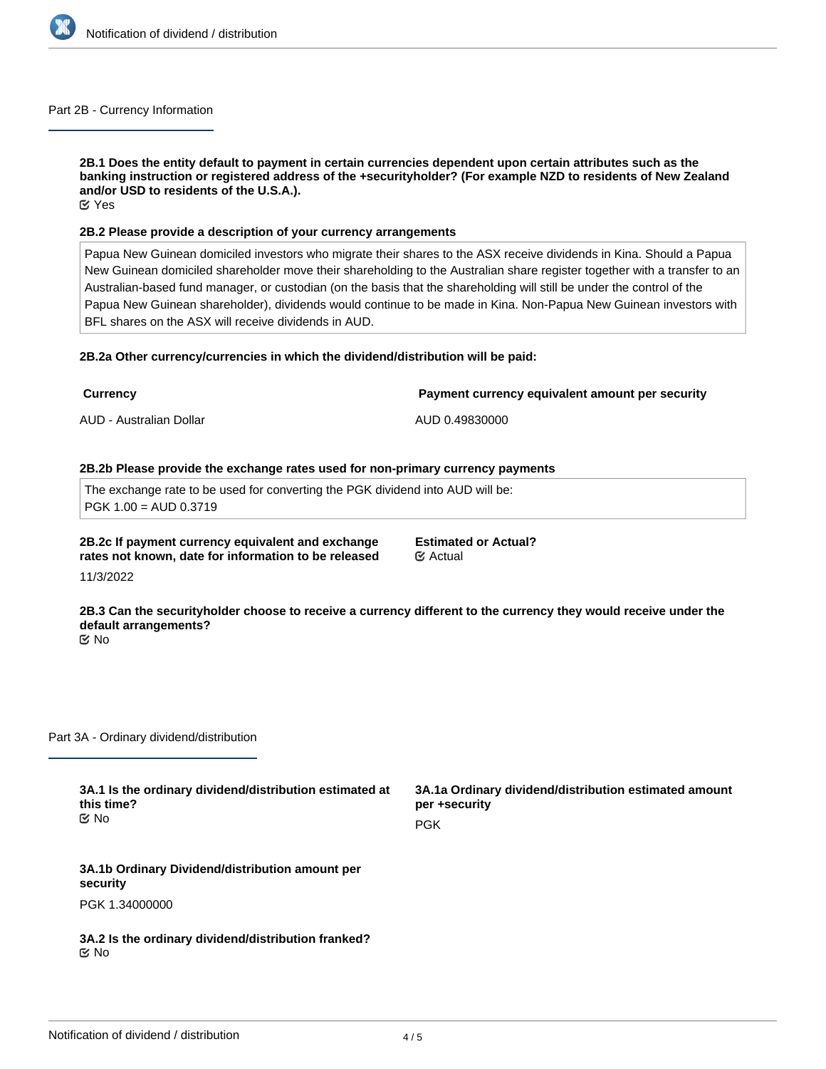## Part 2B - Currency Information

**2B.1 Does the entity default to payment in certain currencies dependent upon certain attributes such as the banking instruction or registered address of the +securityholder? (For example NZD to residents of New Zealand and/or USD to residents of the U.S.A.).**

Yes

**2B.2 Please provide a description of your currency arrangements**

Papua New Guinean domiciled investors who migrate their shares to the ASX receive dividends in Kina. Should a Papua New Guinean domiciled shareholder move their shareholding to the Australian share register together with a transfer to an Australian-based fund manager, or custodian (on the basis that the shareholding will still be under the control of the Papua New Guinean shareholder), dividends would continue to be made in Kina. Non-Papua New Guinean investors with BFL shares on the ASX will receive dividends in AUD.

**2B.2a Other currency/currencies in which the dividend/distribution will be paid:**

| Currency | Payment currency equivalent amount per security |
| --- | --- |
| AUD - Australian Dollar | AUD 0.49830000 |

**2B.2b Please provide the exchange rates used for non-primary currency payments**

The exchange rate to be used for converting the PGK dividend into AUD will be:
PGK 1.00 = AUD 0.3719

**2B.2c If payment currency equivalent and exchange rates not known, date for information to be released**

11/3/2022

**Estimated or Actual?**

Actual

**2B.3 Can the securityholder choose to receive a currency different to the currency they would receive under the default arrangements?**

No

## Part 3A - Ordinary dividend/distribution

**3A.1 Is the ordinary dividend/distribution estimated at this time?**

No

**3A.1a Ordinary dividend/distribution estimated amount per +security**

PGK

**3A.1b Ordinary Dividend/distribution amount per security**

PGK 1.34000000

**3A.2 Is the ordinary dividend/distribution franked?**

No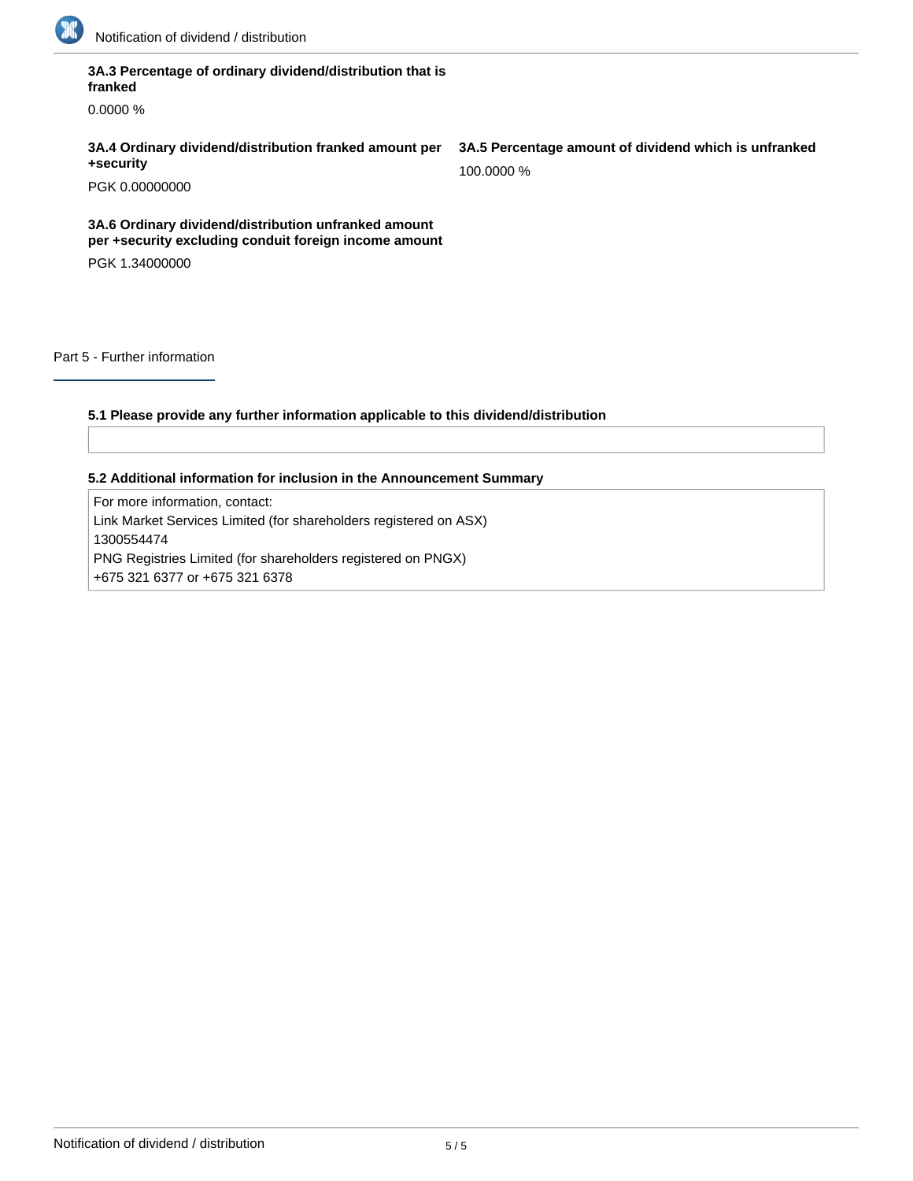**3A.3 Percentage of ordinary dividend/distribution that is franked**

0.0000 %

**3A.4 Ordinary dividend/distribution franked amount per +security**

PGK 0.00000000

**3A.5 Percentage amount of dividend which is unfranked**

100.0000 %

**3A.6 Ordinary dividend/distribution unfranked amount per +security excluding conduit foreign income amount**

PGK 1.34000000

## Part 5 - Further information

**5.1 Please provide any further information applicable to this dividend/distribution**

**5.2 Additional information for inclusion in the Announcement Summary**

For more information, contact:
Link Market Services Limited (for shareholders registered on ASX)
1300554474
PNG Registries Limited (for shareholders registered on PNGX)
+675 321 6377 or +675 321 6378